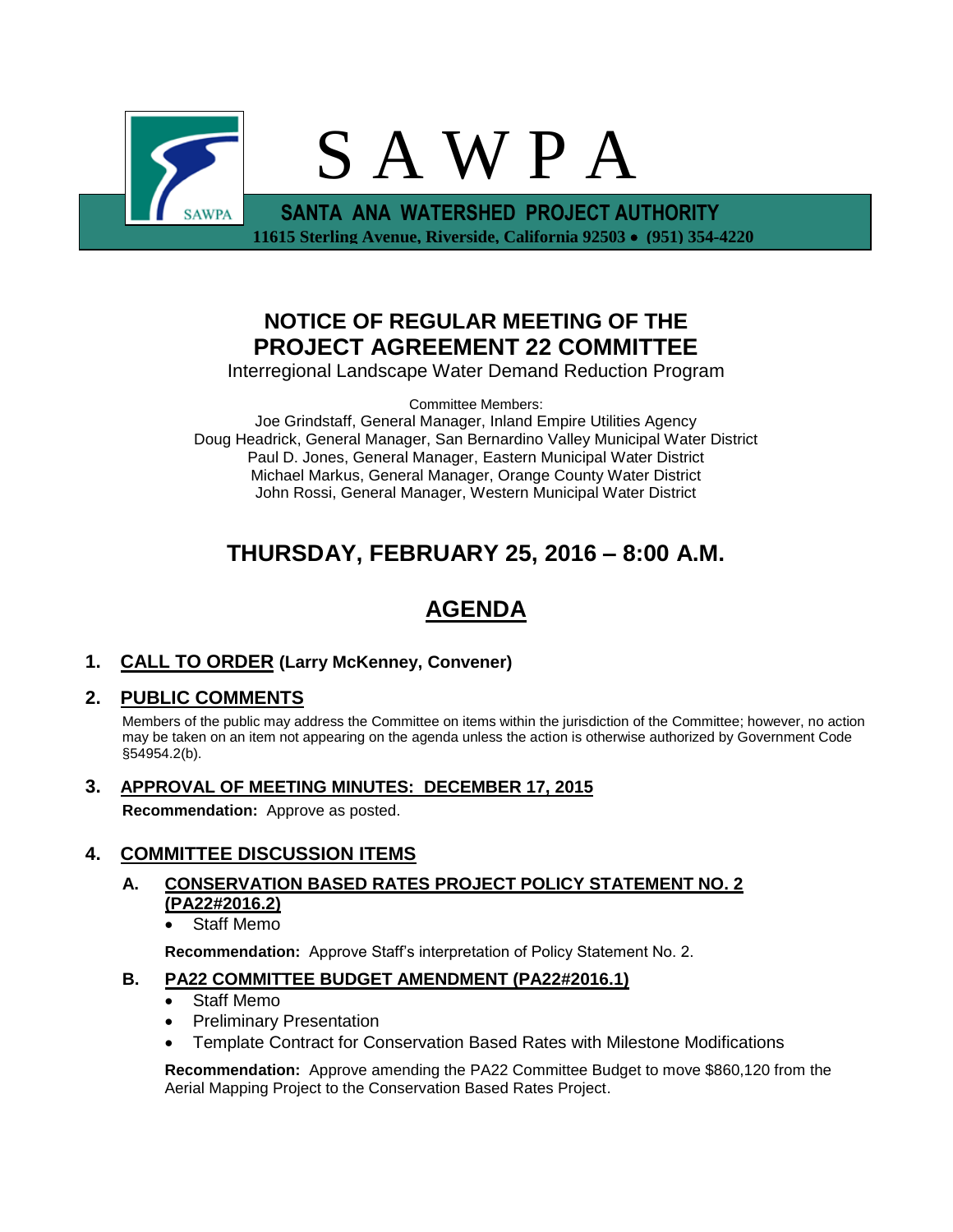# S A W P A

**SANTA ANA WATERSHED PROJECT AUTHORITY**
**11615 Sterling Avenue, Riverside, California 92503 • (951) 354-4220**

## NOTICE OF REGULAR MEETING OF THE PROJECT AGREEMENT 22 COMMITTEE

Interregional Landscape Water Demand Reduction Program

Committee Members:
Joe Grindstaff, General Manager, Inland Empire Utilities Agency
Doug Headrick, General Manager, San Bernardino Valley Municipal Water District
Paul D. Jones, General Manager, Eastern Municipal Water District
Michael Markus, General Manager, Orange County Water District
John Rossi, General Manager, Western Municipal Water District

## THURSDAY, FEBRUARY 25, 2016 – 8:00 A.M.

## AGENDA

### 1. CALL TO ORDER (Larry McKenney, Convener)

### 2. PUBLIC COMMENTS

Members of the public may address the Committee on items within the jurisdiction of the Committee; however, no action may be taken on an item not appearing on the agenda unless the action is otherwise authorized by Government Code §54954.2(b).

### 3. APPROVAL OF MEETING MINUTES: DECEMBER 17, 2015

**Recommendation:** Approve as posted.

### 4. COMMITTEE DISCUSSION ITEMS

#### A. CONSERVATION BASED RATES PROJECT POLICY STATEMENT NO. 2 (PA22#2016.2)

- Staff Memo

**Recommendation:** Approve Staff's interpretation of Policy Statement No. 2.

#### B. PA22 COMMITTEE BUDGET AMENDMENT (PA22#2016.1)

- Staff Memo
- Preliminary Presentation
- Template Contract for Conservation Based Rates with Milestone Modifications

**Recommendation:** Approve amending the PA22 Committee Budget to move $860,120 from the Aerial Mapping Project to the Conservation Based Rates Project.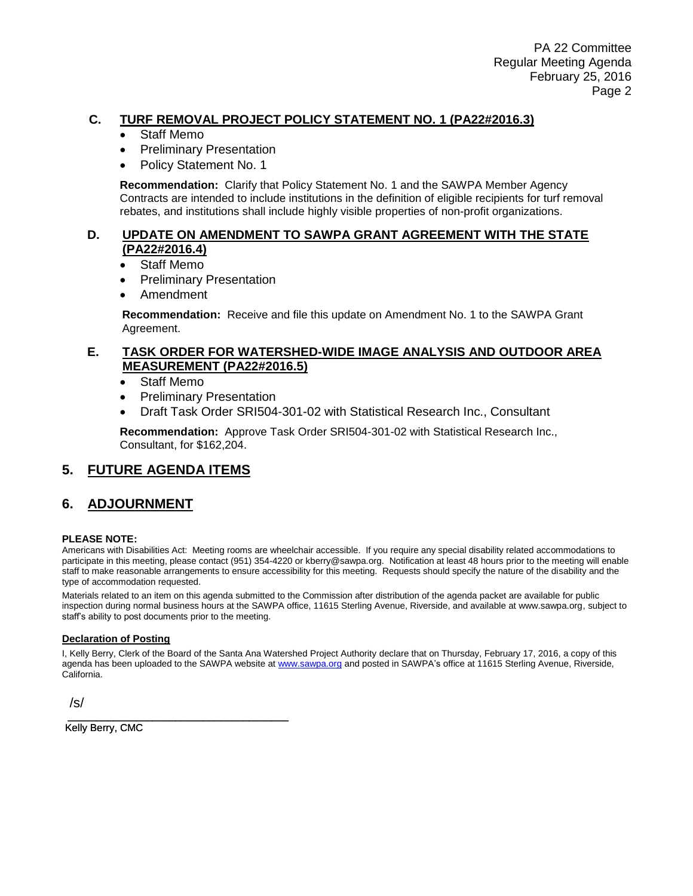### C. TURF REMOVAL PROJECT POLICY STATEMENT NO. 1 (PA22#2016.3)

- Staff Memo
- Preliminary Presentation
- Policy Statement No. 1

**Recommendation:** Clarify that Policy Statement No. 1 and the SAWPA Member Agency Contracts are intended to include institutions in the definition of eligible recipients for turf removal rebates, and institutions shall include highly visible properties of non-profit organizations.

### D. UPDATE ON AMENDMENT TO SAWPA GRANT AGREEMENT WITH THE STATE (PA22#2016.4)

- Staff Memo
- Preliminary Presentation
- Amendment

**Recommendation:** Receive and file this update on Amendment No. 1 to the SAWPA Grant Agreement.

### E. TASK ORDER FOR WATERSHED-WIDE IMAGE ANALYSIS AND OUTDOOR AREA MEASUREMENT (PA22#2016.5)

- Staff Memo
- Preliminary Presentation
- Draft Task Order SRI504-301-02 with Statistical Research Inc., Consultant

**Recommendation:** Approve Task Order SRI504-301-02 with Statistical Research Inc., Consultant, for $162,204.

## 5. FUTURE AGENDA ITEMS

## 6. ADJOURNMENT

**PLEASE NOTE:**

Americans with Disabilities Act: Meeting rooms are wheelchair accessible. If you require any special disability related accommodations to participate in this meeting, please contact (951) 354-4220 or kberry@sawpa.org. Notification at least 48 hours prior to the meeting will enable staff to make reasonable arrangements to ensure accessibility for this meeting. Requests should specify the nature of the disability and the type of accommodation requested.

Materials related to an item on this agenda submitted to the Commission after distribution of the agenda packet are available for public inspection during normal business hours at the SAWPA office, 11615 Sterling Avenue, Riverside, and available at www.sawpa.org, subject to staff's ability to post documents prior to the meeting.

**Declaration of Posting**

I, Kelly Berry, Clerk of the Board of the Santa Ana Watershed Project Authority declare that on Thursday, February 17, 2016, a copy of this agenda has been uploaded to the SAWPA website at www.sawpa.org and posted in SAWPA's office at 11615 Sterling Avenue, Riverside, California.

/s/

\_\_\_\_\_\_\_\_\_\_\_\_\_\_\_\_\_\_\_\_\_\_\_\_\_\_\_\_\_\_\_\_\_\_\_

Kelly Berry, CMC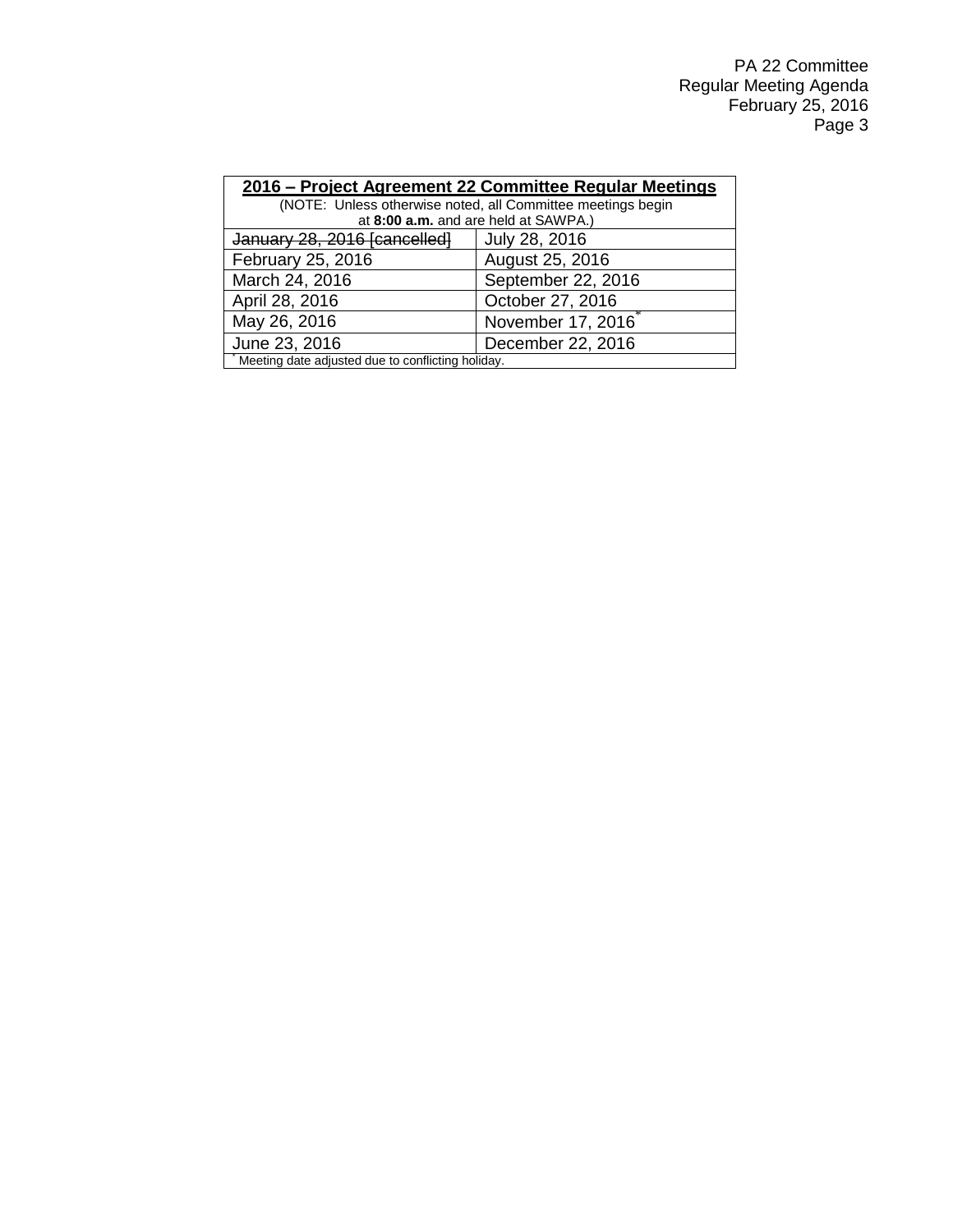| **2016 – Project Agreement 22 Committee Regular Meetings** (NOTE: Unless otherwise noted, all Committee meetings begin at **8:00 a.m.** and are held at SAWPA.) | |
|---|---|
| ~~January 28, 2016 [cancelled]~~ | July 28, 2016 |
| February 25, 2016 | August 25, 2016 |
| March 24, 2016 | September 22, 2016 |
| April 28, 2016 | October 27, 2016 |
| May 26, 2016 | November 17, 2016* |
| June 23, 2016 | December 22, 2016 |

* Meeting date adjusted due to conflicting holiday.